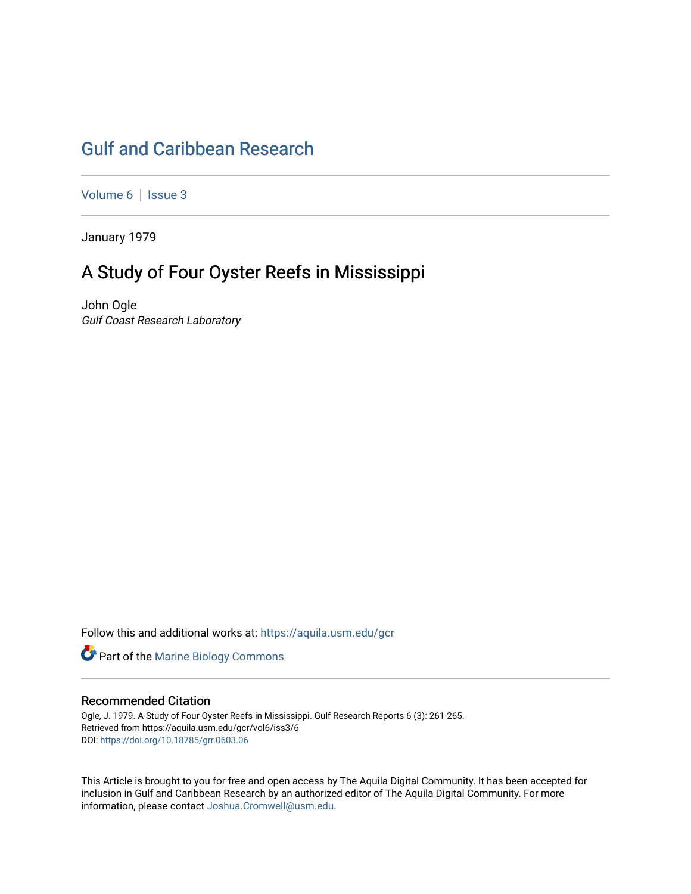# Gulf and Caribbean Research

Volume 6 | Issue 3

January 1979

## A Study of Four Oyster Reefs in Mississippi

John Ogle
*Gulf Coast Research Laboratory*

Follow this and additional works at: https://aquila.usm.edu/gcr

Part of the Marine Biology Commons

### Recommended Citation

Ogle, J. 1979. A Study of Four Oyster Reefs in Mississippi. Gulf Research Reports 6 (3): 261-265.
Retrieved from https://aquila.usm.edu/gcr/vol6/iss3/6
DOI: https://doi.org/10.18785/grr.0603.06

This Article is brought to you for free and open access by The Aquila Digital Community. It has been accepted for inclusion in Gulf and Caribbean Research by an authorized editor of The Aquila Digital Community. For more information, please contact Joshua.Cromwell@usm.edu.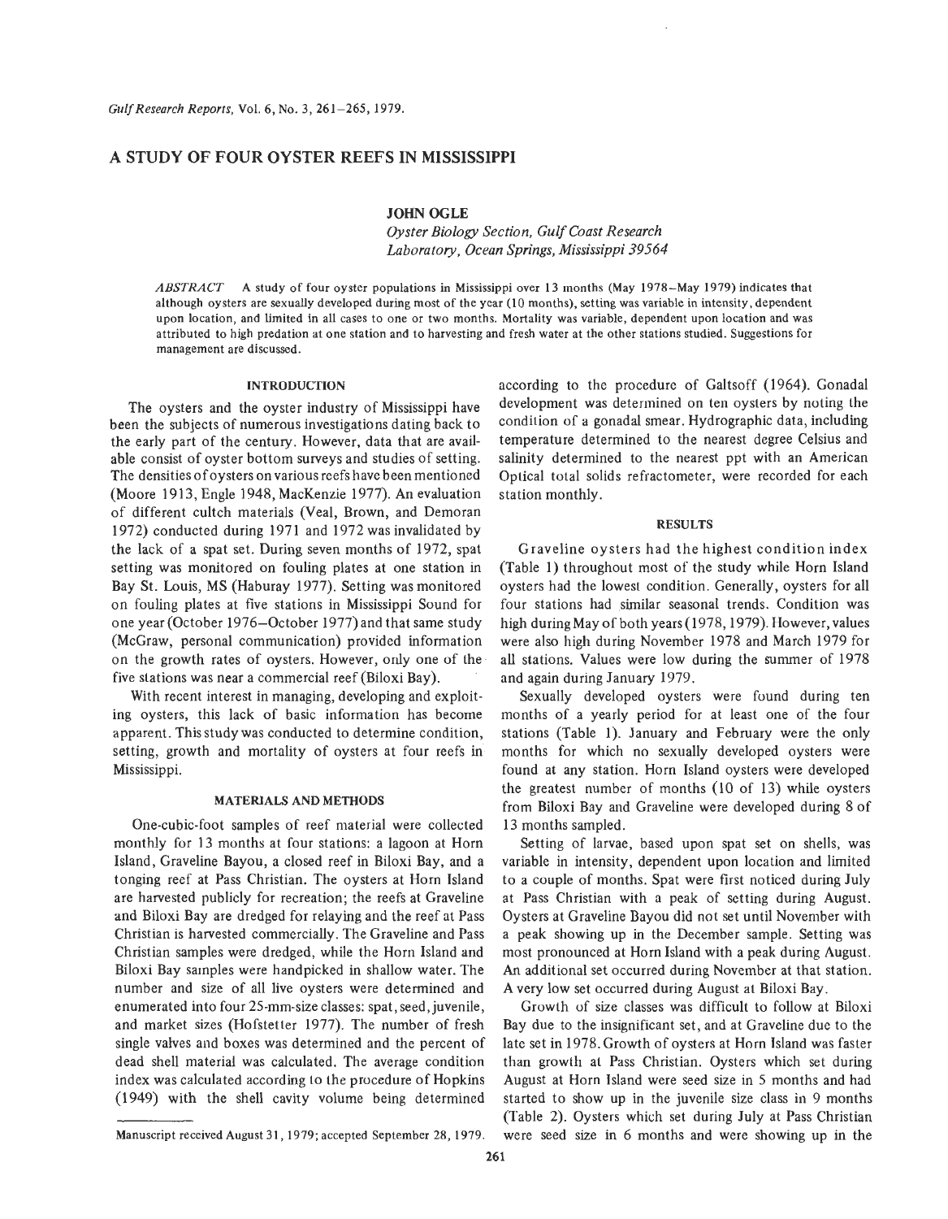# A STUDY OF FOUR OYSTER REEFS IN MISSISSIPPI

**JOHN OGLE**

*Oyster Biology Section, Gulf Coast Research Laboratory, Ocean Springs, Mississippi 39564*

*ABSTRACT* A study of four oyster populations in Mississippi over 13 months (May 1978–May 1979) indicates that although oysters are sexually developed during most of the year (10 months), setting was variable in intensity, dependent upon location, and limited in all cases to one or two months. Mortality was variable, dependent upon location and was attributed to high predation at one station and to harvesting and fresh water at the other stations studied. Suggestions for management are discussed.

## INTRODUCTION

The oysters and the oyster industry of Mississippi have been the subjects of numerous investigations dating back to the early part of the century. However, data that are available consist of oyster bottom surveys and studies of setting. The densities of oysters on various reefs have been mentioned (Moore 1913, Engle 1948, MacKenzie 1977). An evaluation of different cultch materials (Veal, Brown, and Demoran 1972) conducted during 1971 and 1972 was invalidated by the lack of a spat set. During seven months of 1972, spat setting was monitored on fouling plates at one station in Bay St. Louis, MS (Haburay 1977). Setting was monitored on fouling plates at five stations in Mississippi Sound for one year (October 1976–October 1977) and that same study (McGraw, personal communication) provided information on the growth rates of oysters. However, only one of the five stations was near a commercial reef (Biloxi Bay).

With recent interest in managing, developing and exploiting oysters, this lack of basic information has become apparent. This study was conducted to determine condition, setting, growth and mortality of oysters at four reefs in Mississippi.

## MATERIALS AND METHODS

One-cubic-foot samples of reef material were collected monthly for 13 months at four stations: a lagoon at Horn Island, Graveline Bayou, a closed reef in Biloxi Bay, and a tonging reef at Pass Christian. The oysters at Horn Island are harvested publicly for recreation; the reefs at Graveline and Biloxi Bay are dredged for relaying and the reef at Pass Christian is harvested commercially. The Graveline and Pass Christian samples were dredged, while the Horn Island and Biloxi Bay samples were handpicked in shallow water. The number and size of all live oysters were determined and enumerated into four 25-mm-size classes: spat, seed, juvenile, and market sizes (Hofstetter 1977). The number of fresh single valves and boxes was determined and the percent of dead shell material was calculated. The average condition index was calculated according to the procedure of Hopkins (1949) with the shell cavity volume being determined according to the procedure of Galtsoff (1964). Gonadal development was determined on ten oysters by noting the condition of a gonadal smear. Hydrographic data, including temperature determined to the nearest degree Celsius and salinity determined to the nearest ppt with an American Optical total solids refractometer, were recorded for each station monthly.

## RESULTS

Graveline oysters had the highest condition index (Table 1) throughout most of the study while Horn Island oysters had the lowest condition. Generally, oysters for all four stations had similar seasonal trends. Condition was high during May of both years (1978, 1979). However, values were also high during November 1978 and March 1979 for all stations. Values were low during the summer of 1978 and again during January 1979.

Sexually developed oysters were found during ten months of a yearly period for at least one of the four stations (Table 1). January and February were the only months for which no sexually developed oysters were found at any station. Horn Island oysters were developed the greatest number of months (10 of 13) while oysters from Biloxi Bay and Graveline were developed during 8 of 13 months sampled.

Setting of larvae, based upon spat set on shells, was variable in intensity, dependent upon location and limited to a couple of months. Spat were first noticed during July at Pass Christian with a peak of setting during August. Oysters at Graveline Bayou did not set until November with a peak showing up in the December sample. Setting was most pronounced at Horn Island with a peak during August. An additional set occurred during November at that station. A very low set occurred during August at Biloxi Bay.

Growth of size classes was difficult to follow at Biloxi Bay due to the insignificant set, and at Graveline due to the late set in 1978. Growth of oysters at Horn Island was faster than growth at Pass Christian. Oysters which set during August at Horn Island were seed size in 5 months and had started to show up in the juvenile size class in 9 months (Table 2). Oysters which set during July at Pass Christian were seed size in 6 months and were showing up in the

Manuscript received August 31, 1979; accepted September 28, 1979.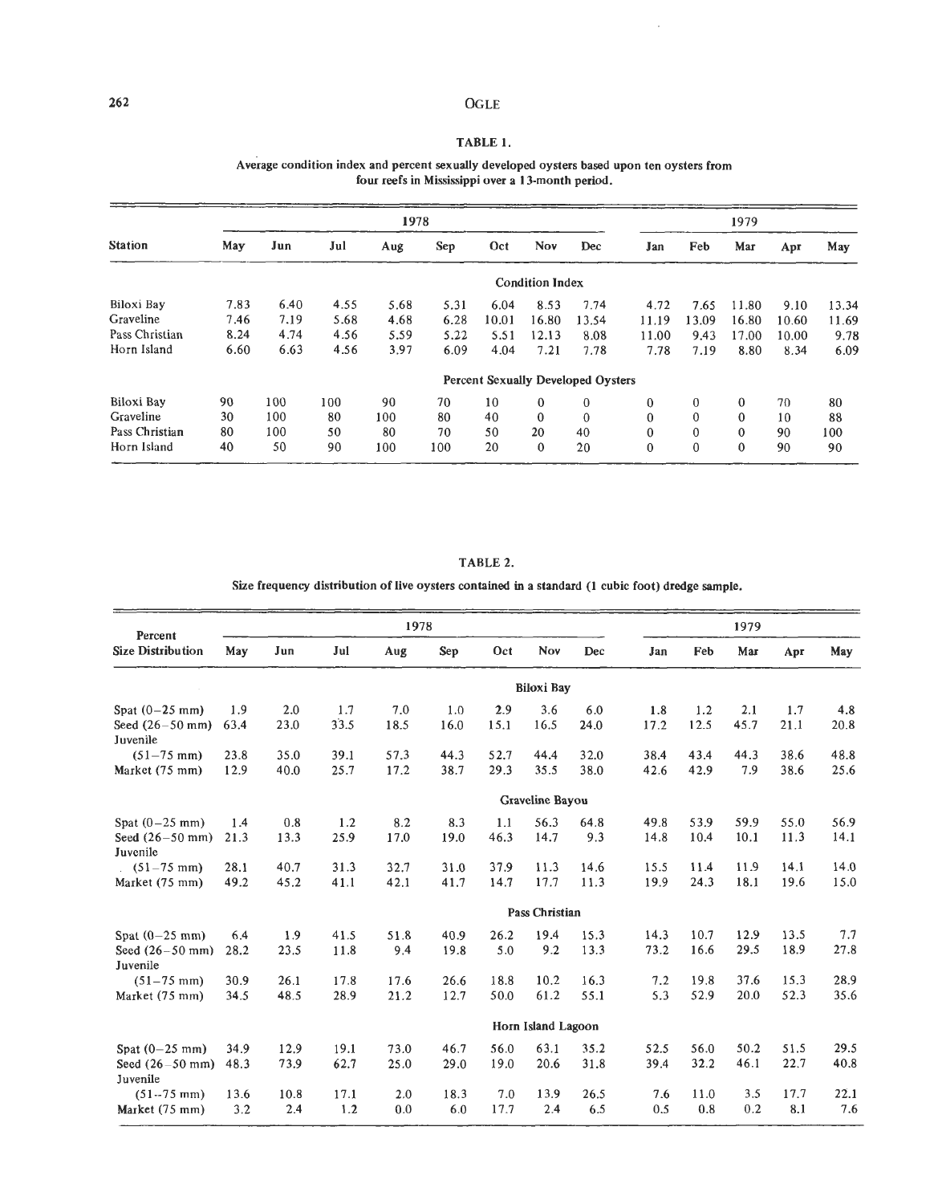**TABLE 1.**

**Average condition index and percent sexually developed oysters based upon ten oysters from four reefs in Mississippi over a 13-month period.**

| Station | 1978 May | Jun | Jul | Aug | Sep | Oct | Nov | Dec | 1979 Jan | Feb | Mar | Apr | May |
|---|---|---|---|---|---|---|---|---|---|---|---|---|---|
| | | | | | | | **Condition Index** | | | | | | |
| Biloxi Bay | 7.83 | 6.40 | 4.55 | 5.68 | 5.31 | 6.04 | 8.53 | 7.74 | 4.72 | 7.65 | 11.80 | 9.10 | 13.34 |
| Graveline | 7.46 | 7.19 | 5.68 | 4.68 | 6.28 | 10.01 | 16.80 | 13.54 | 11.19 | 13.09 | 16.80 | 10.60 | 11.69 |
| Pass Christian | 8.24 | 4.74 | 4.56 | 5.59 | 5.22 | 5.51 | 12.13 | 8.08 | 11.00 | 9.43 | 17.00 | 10.00 | 9.78 |
| Horn Island | 6.60 | 6.63 | 4.56 | 3.97 | 6.09 | 4.04 | 7.21 | 7.78 | 7.78 | 7.19 | 8.80 | 8.34 | 6.09 |
| | | | | | | | **Percent Sexually Developed Oysters** | | | | | | |
| Biloxi Bay | 90 | 100 | 100 | 90 | 70 | 10 | 0 | 0 | 0 | 0 | 0 | 70 | 80 |
| Graveline | 30 | 100 | 80 | 100 | 80 | 40 | 0 | 0 | 0 | 0 | 0 | 10 | 88 |
| Pass Christian | 80 | 100 | 50 | 80 | 70 | 50 | 20 | 40 | 0 | 0 | 0 | 90 | 100 |
| Horn Island | 40 | 50 | 90 | 100 | 100 | 20 | 0 | 20 | 0 | 0 | 0 | 90 | 90 |

**TABLE 2.**

**Size frequency distribution of live oysters contained in a standard (1 cubic foot) dredge sample.**

| Percent Size Distribution | 1978 May | Jun | Jul | Aug | Sep | Oct | Nov | Dec | 1979 Jan | Feb | Mar | Apr | May |
|---|---|---|---|---|---|---|---|---|---|---|---|---|---|
| | | | | | | | **Biloxi Bay** | | | | | | |
| Spat (0–25 mm) | 1.9 | 2.0 | 1.7 | 7.0 | 1.0 | 2.9 | 3.6 | 6.0 | 1.8 | 1.2 | 2.1 | 1.7 | 4.8 |
| Seed (26–50 mm) | 63.4 | 23.0 | 33.5 | 18.5 | 16.0 | 15.1 | 16.5 | 24.0 | 17.2 | 12.5 | 45.7 | 21.1 | 20.8 |
| Juvenile (51–75 mm) | 23.8 | 35.0 | 39.1 | 57.3 | 44.3 | 52.7 | 44.4 | 32.0 | 38.4 | 43.4 | 44.3 | 38.6 | 48.8 |
| Market (75 mm) | 12.9 | 40.0 | 25.7 | 17.2 | 38.7 | 29.3 | 35.5 | 38.0 | 42.6 | 42.9 | 7.9 | 38.6 | 25.6 |
| | | | | | | | **Graveline Bayou** | | | | | | |
| Spat (0–25 mm) | 1.4 | 0.8 | 1.2 | 8.2 | 8.3 | 1.1 | 56.3 | 64.8 | 49.8 | 53.9 | 59.9 | 55.0 | 56.9 |
| Seed (26–50 mm) | 21.3 | 13.3 | 25.9 | 17.0 | 19.0 | 46.3 | 14.7 | 9.3 | 14.8 | 10.4 | 10.1 | 11.3 | 14.1 |
| Juvenile (51–75 mm) | 28.1 | 40.7 | 31.3 | 32.7 | 31.0 | 37.9 | 11.3 | 14.6 | 15.5 | 11.4 | 11.9 | 14.1 | 14.0 |
| Market (75 mm) | 49.2 | 45.2 | 41.1 | 42.1 | 41.7 | 14.7 | 17.7 | 11.3 | 19.9 | 24.3 | 18.1 | 19.6 | 15.0 |
| | | | | | | | **Pass Christian** | | | | | | |
| Spat (0–25 mm) | 6.4 | 1.9 | 41.5 | 51.8 | 40.9 | 26.2 | 19.4 | 15.3 | 14.3 | 10.7 | 12.9 | 13.5 | 7.7 |
| Seed (26–50 mm) | 28.2 | 23.5 | 11.8 | 9.4 | 19.8 | 5.0 | 9.2 | 13.3 | 73.2 | 16.6 | 29.5 | 18.9 | 27.8 |
| Juvenile (51–75 mm) | 30.9 | 26.1 | 17.8 | 17.6 | 26.6 | 18.8 | 10.2 | 16.3 | 7.2 | 19.8 | 37.6 | 15.3 | 28.9 |
| Market (75 mm) | 34.5 | 48.5 | 28.9 | 21.2 | 12.7 | 50.0 | 61.2 | 55.1 | 5.3 | 52.9 | 20.0 | 52.3 | 35.6 |
| | | | | | | | **Horn Island Lagoon** | | | | | | |
| Spat (0–25 mm) | 34.9 | 12.9 | 19.1 | 73.0 | 46.7 | 56.0 | 63.1 | 35.2 | 52.5 | 56.0 | 50.2 | 51.5 | 29.5 |
| Seed (26–50 mm) | 48.3 | 73.9 | 62.7 | 25.0 | 29.0 | 19.0 | 20.6 | 31.8 | 39.4 | 32.2 | 46.1 | 22.7 | 40.8 |
| Juvenile (51–75 mm) | 13.6 | 10.8 | 17.1 | 2.0 | 18.3 | 7.0 | 13.9 | 26.5 | 7.6 | 11.0 | 3.5 | 17.7 | 22.1 |
| Market (75 mm) | 3.2 | 2.4 | 1.2 | 0.0 | 6.0 | 17.7 | 2.4 | 6.5 | 0.5 | 0.8 | 0.2 | 8.1 | 7.6 |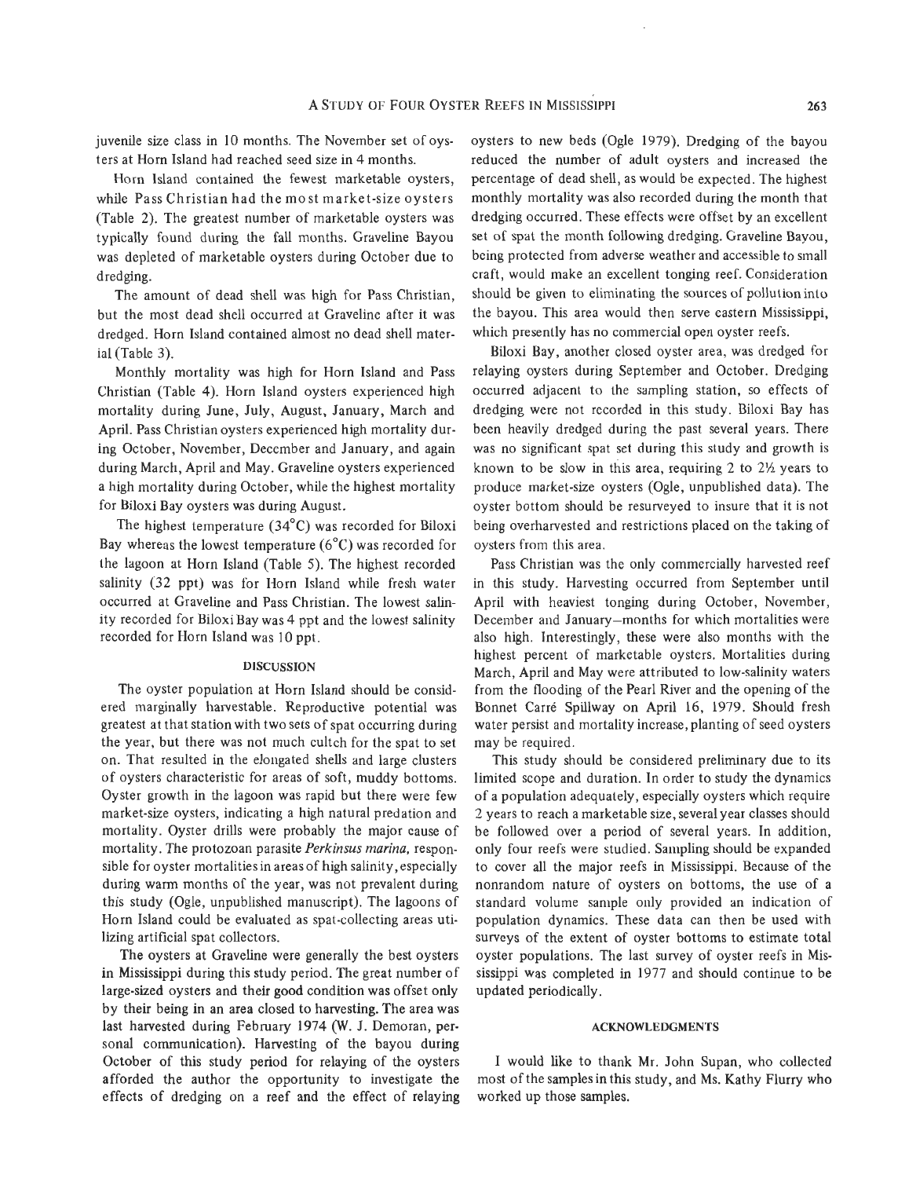juvenile size class in 10 months. The November set of oysters at Horn Island had reached seed size in 4 months.

Horn Island contained the fewest marketable oysters, while Pass Christian had the most market-size oysters (Table 2). The greatest number of marketable oysters was typically found during the fall months. Graveline Bayou was depleted of marketable oysters during October due to dredging.

The amount of dead shell was high for Pass Christian, but the most dead shell occurred at Graveline after it was dredged. Horn Island contained almost no dead shell material (Table 3).

Monthly mortality was high for Horn Island and Pass Christian (Table 4). Horn Island oysters experienced high mortality during June, July, August, January, March and April. Pass Christian oysters experienced high mortality during October, November, December and January, and again during March, April and May. Graveline oysters experienced a high mortality during October, while the highest mortality for Biloxi Bay oysters was during August.

The highest temperature (34°C) was recorded for Biloxi Bay whereas the lowest temperature (6°C) was recorded for the lagoon at Horn Island (Table 5). The highest recorded salinity (32 ppt) was for Horn Island while fresh water occurred at Graveline and Pass Christian. The lowest salinity recorded for Biloxi Bay was 4 ppt and the lowest salinity recorded for Horn Island was 10 ppt.

## DISCUSSION

The oyster population at Horn Island should be considered marginally harvestable. Reproductive potential was greatest at that station with two sets of spat occurring during the year, but there was not much cultch for the spat to set on. That resulted in the elongated shells and large clusters of oysters characteristic for areas of soft, muddy bottoms. Oyster growth in the lagoon was rapid but there were few market-size oysters, indicating a high natural predation and mortality. Oyster drills were probably the major cause of mortality. The protozoan parasite *Perkinsus marina*, responsible for oyster mortalities in areas of high salinity, especially during warm months of the year, was not prevalent during this study (Ogle, unpublished manuscript). The lagoons of Horn Island could be evaluated as spat-collecting areas utilizing artificial spat collectors.

The oysters at Graveline were generally the best oysters in Mississippi during this study period. The great number of large-sized oysters and their good condition was offset only by their being in an area closed to harvesting. The area was last harvested during February 1974 (W. J. Demoran, personal communication). Harvesting of the bayou during October of this study period for relaying of the oysters afforded the author the opportunity to investigate the effects of dredging on a reef and the effect of relaying oysters to new beds (Ogle 1979). Dredging of the bayou reduced the number of adult oysters and increased the percentage of dead shell, as would be expected. The highest monthly mortality was also recorded during the month that dredging occurred. These effects were offset by an excellent set of spat the month following dredging. Graveline Bayou, being protected from adverse weather and accessible to small craft, would make an excellent tonging reef. Consideration should be given to eliminating the sources of pollution into the bayou. This area would then serve eastern Mississippi, which presently has no commercial open oyster reefs.

Biloxi Bay, another closed oyster area, was dredged for relaying oysters during September and October. Dredging occurred adjacent to the sampling station, so effects of dredging were not recorded in this study. Biloxi Bay has been heavily dredged during the past several years. There was no significant spat set during this study and growth is known to be slow in this area, requiring 2 to 2½ years to produce market-size oysters (Ogle, unpublished data). The oyster bottom should be resurveyed to insure that it is not being overharvested and restrictions placed on the taking of oysters from this area.

Pass Christian was the only commercially harvested reef in this study. Harvesting occurred from September until April with heaviest tonging during October, November, December and January—months for which mortalities were also high. Interestingly, these were also months with the highest percent of marketable oysters. Mortalities during March, April and May were attributed to low-salinity waters from the flooding of the Pearl River and the opening of the Bonnet Carré Spillway on April 16, 1979. Should fresh water persist and mortality increase, planting of seed oysters may be required.

This study should be considered preliminary due to its limited scope and duration. In order to study the dynamics of a population adequately, especially oysters which require 2 years to reach a marketable size, several year classes should be followed over a period of several years. In addition, only four reefs were studied. Sampling should be expanded to cover all the major reefs in Mississippi. Because of the nonrandom nature of oysters on bottoms, the use of a standard volume sample only provided an indication of population dynamics. These data can then be used with surveys of the extent of oyster bottoms to estimate total oyster populations. The last survey of oyster reefs in Mississippi was completed in 1977 and should continue to be updated periodically.

## ACKNOWLEDGMENTS

I would like to thank Mr. John Supan, who collected most of the samples in this study, and Ms. Kathy Flurry who worked up those samples.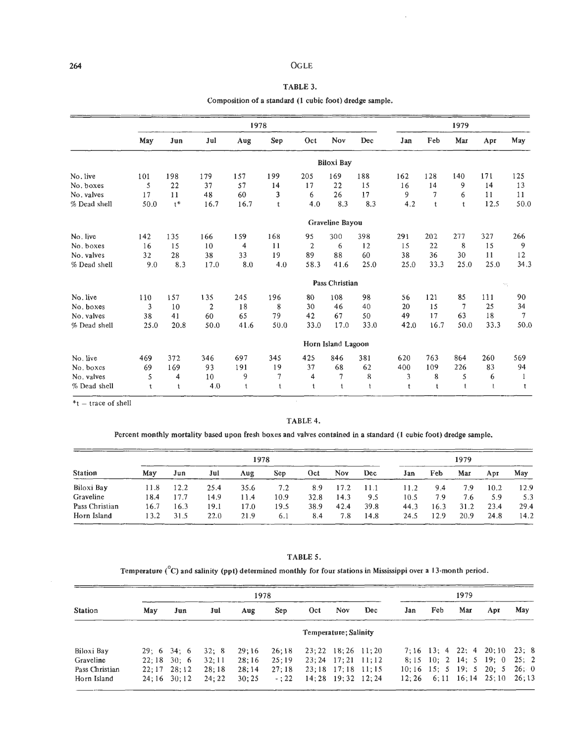**TABLE 3.**

Composition of a standard (1 cubic foot) dredge sample.

| | 1978 | | | | | | | | 1979 | | | | |
|---|---|---|---|---|---|---|---|---|---|---|---|---|---|
| | May | Jun | Jul | Aug | Sep | Oct | Nov | Dec | Jan | Feb | Mar | Apr | May |
| | **Biloxi Bay** | | | | | | | | | | | | |
| No. live | 101 | 198 | 179 | 157 | 199 | 205 | 169 | 188 | 162 | 128 | 140 | 171 | 125 |
| No. boxes | 5 | 22 | 37 | 57 | 14 | 17 | 22 | 15 | 16 | 14 | 9 | 14 | 13 |
| No. valves | 17 | 11 | 48 | 60 | 3 | 6 | 26 | 17 | 9 | 7 | 6 | 11 | 11 |
| % Dead shell | 50.0 | t* | 16.7 | 16.7 | t | 4.0 | 8.3 | 8.3 | 4.2 | t | t | 12.5 | 50.0 |
| | **Graveline Bayou** | | | | | | | | | | | | |
| No. live | 142 | 135 | 166 | 159 | 168 | 95 | 300 | 398 | 291 | 202 | 277 | 327 | 266 |
| No. boxes | 16 | 15 | 10 | 4 | 11 | 2 | 6 | 12 | 15 | 22 | 8 | 15 | 9 |
| No. valves | 32 | 28 | 38 | 33 | 19 | 89 | 88 | 60 | 38 | 36 | 30 | 11 | 12 |
| % Dead shell | 9.0 | 8.3 | 17.0 | 8.0 | 4.0 | 58.3 | 41.6 | 25.0 | 25.0 | 33.3 | 25.0 | 25.0 | 34.3 |
| | **Pass Christian** | | | | | | | | | | | | |
| No. live | 110 | 157 | 135 | 245 | 196 | 80 | 108 | 98 | 56 | 121 | 85 | 111 | 90 |
| No. boxes | 3 | 10 | 2 | 18 | 8 | 30 | 46 | 40 | 20 | 15 | 7 | 25 | 34 |
| No. valves | 38 | 41 | 60 | 65 | 79 | 42 | 67 | 50 | 49 | 17 | 63 | 18 | 7 |
| % Dead shell | 25.0 | 20.8 | 50.0 | 41.6 | 50.0 | 33.0 | 17.0 | 33.0 | 42.0 | 16.7 | 50.0 | 33.3 | 50.0 |
| | **Horn Island Lagoon** | | | | | | | | | | | | |
| No. live | 469 | 372 | 346 | 697 | 345 | 425 | 846 | 381 | 620 | 763 | 864 | 260 | 569 |
| No. boxes | 69 | 169 | 93 | 191 | 19 | 37 | 68 | 62 | 400 | 109 | 226 | 83 | 94 |
| No. valves | 5 | 4 | 10 | 9 | 7 | 4 | 7 | 8 | 3 | 8 | 5 | 6 | 1 |
| % Dead shell | t | t | 4.0 | t | t | t | t | t | t | t | t | t | t |

*t – trace of shell

**TABLE 4.**

Percent monthly mortality based upon fresh boxes and valves contained in a standard (1 cubic foot) dredge sample.

| | 1978 | | | | | | | | 1979 | | | | |
|---|---|---|---|---|---|---|---|---|---|---|---|---|---|
| Station | May | Jun | Jul | Aug | Sep | Oct | Nov | Dec | Jan | Feb | Mar | Apr | May |
| Biloxi Bay | 11.8 | 12.2 | 25.4 | 35.6 | 7.2 | 8.9 | 17.2 | 11.1 | 11.2 | 9.4 | 7.9 | 10.2 | 12.9 |
| Graveline | 18.4 | 17.7 | 14.9 | 11.4 | 10.9 | 32.8 | 14.3 | 9.5 | 10.5 | 7.9 | 7.6 | 5.9 | 5.3 |
| Pass Christian | 16.7 | 16.3 | 19.1 | 17.0 | 19.5 | 38.9 | 42.4 | 39.8 | 44.3 | 16.3 | 31.2 | 23.4 | 29.4 |
| Horn Island | 13.2 | 31.5 | 22.0 | 21.9 | 6.1 | 8.4 | 7.8 | 14.8 | 24.5 | 12.9 | 20.9 | 24.8 | 14.2 |

**TABLE 5.**

Temperature (°C) and salinity (ppt) determined monthly for four stations in Mississippi over a 13-month period.

| | 1978 | | | | | | | | 1979 | | | | |
|---|---|---|---|---|---|---|---|---|---|---|---|---|---|
| Station | May | Jun | Jul | Aug | Sep | Oct | Nov | Dec | Jan | Feb | Mar | Apr | May |
| | **Temperature; Salinity** | | | | | | | | | | | | |
| Biloxi Bay | 29; 6 | 34; 6 | 32; 8 | 29;16 | 26;18 | 23;22 | 18;26 | 11;20 | 7;16 | 13; 4 | 22; 4 | 20;10 | 23; 8 |
| Graveline | 22;18 | 30; 6 | 32;11 | 28;16 | 25;19 | 23;24 | 17;21 | 11;12 | 8;15 | 10; 2 | 14; 5 | 19; 0 | 25; 2 |
| Pass Christian | 22;17 | 28;12 | 28;18 | 28;14 | 27;18 | 23;18 | 17;18 | 11;15 | 10;16 | 15; 5 | 19; 5 | 20; 5 | 26; 0 |
| Horn Island | 24;16 | 30;12 | 24;22 | 30;25 | – ;22 | 14;28 | 19;32 | 12;24 | 12;26 | 6;11 | 16;14 | 25;10 | 26;13 |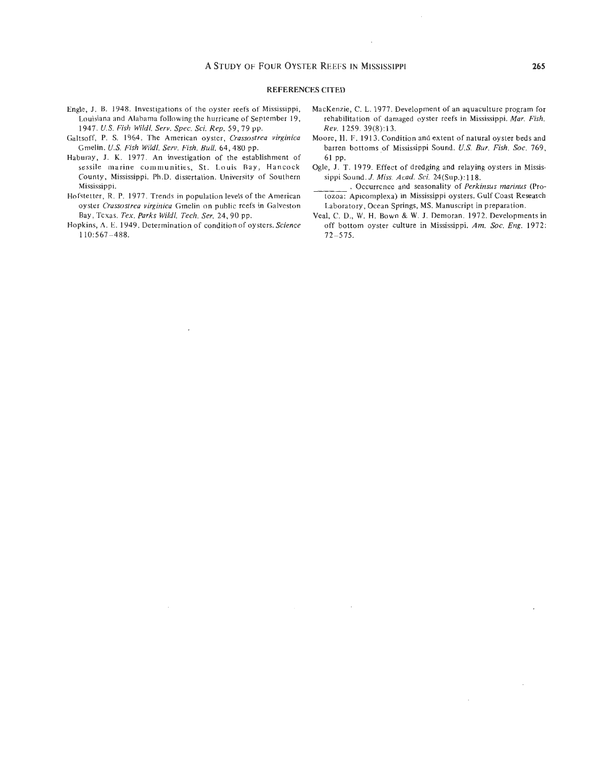## REFERENCES CITED

Engle, J. B. 1948. Investigations of the oyster reefs of Mississippi, Louisiana and Alabama following the hurricane of September 19, 1947. *U.S. Fish Wildl. Serv. Spec. Sci. Rep.* 59, 79 pp.

Galtsoff, P. S. 1964. The American oyster, *Crassostrea virginica* Gmelin. *U.S. Fish Wildl. Serv. Fish. Bull.* 64, 480 pp.

Haburay, J. K. 1977. An investigation of the establishment of sessile marine communities, St. Louis Bay, Hancock County, Mississippi. Ph.D. dissertation. University of Southern Mississippi.

Hofstetter, R. P. 1977. Trends in population levels of the American oyster *Crassostrea virginica* Gmelin on public reefs in Galveston Bay, Texas. *Tex. Parks Wildl. Tech. Ser.* 24, 90 pp.

Hopkins, A. E. 1949. Determination of condition of oysters. *Science* 110:567–488.

MacKenzie, C. L. 1977. Development of an aquaculture program for rehabilitation of damaged oyster reefs in Mississippi. *Mar. Fish. Rev.* 1259. 39(8):13.

Moore, H. F. 1913. Condition and extent of natural oyster beds and barren bottoms of Mississippi Sound. *U.S. Bur. Fish. Soc.* 769, 61 pp.

Ogle, J. T. 1979. Effect of dredging and relaying oysters in Mississippi Sound. *J. Miss. Acad. Sci.* 24(Sup.):118.

\_\_\_\_\_\_\_. Occurrence and seasonality of *Perkinsus marinus* (Protozoa: Apicomplexa) in Mississippi oysters. Gulf Coast Research Laboratory, Ocean Springs, MS. Manuscript in preparation.

Veal, C. D., W. H. Bown & W. J. Demoran. 1972. Developments in off bottom oyster culture in Mississippi. *Am. Soc. Eng.* 1972: 72–575.